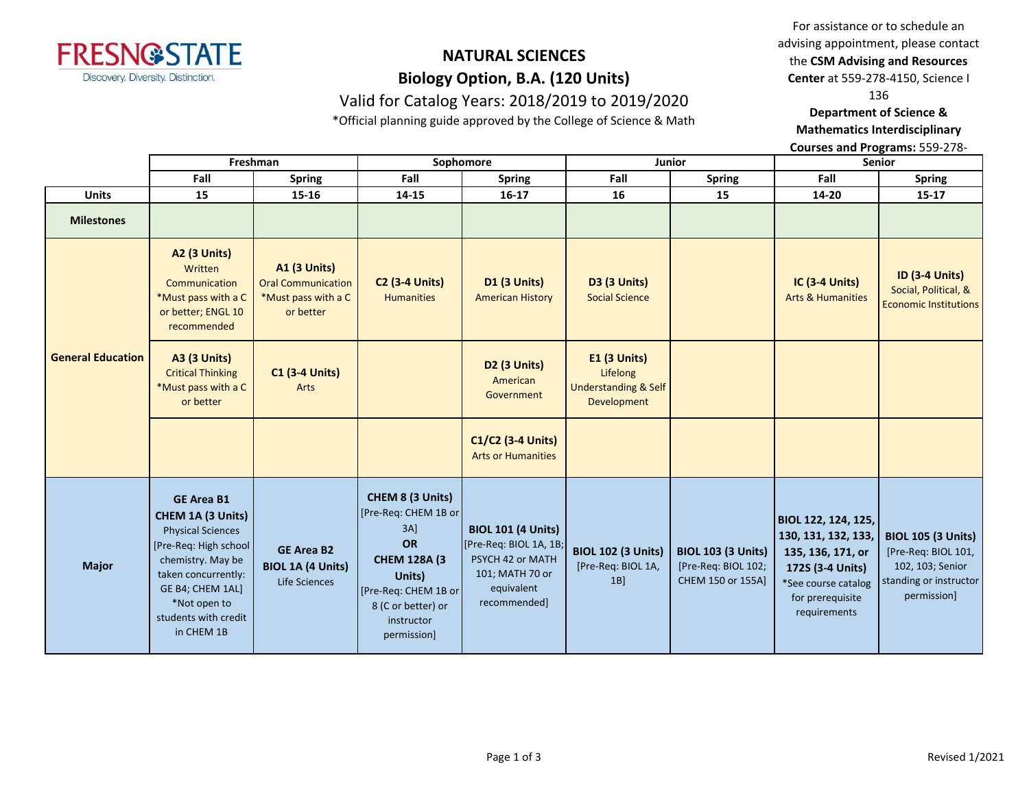# NATURAL SCIENCES

## Biology Option, B.A. (120 Units)

Valid for Catalog Years: 2018/2019 to 2019/2020

*Official planning guide approved by the College of Science & Math

For assistance or to schedule an advising appointment, please contact the **CSM Advising and Resources Center** at 559-278-4150, Science I 136

**Department of Science & Mathematics Interdisciplinary Courses and Programs:** 559-278-

| | Freshman | | Sophomore | | Junior | | Senior | |
|---|---|---|---|---|---|---|---|---|
| | Fall | Spring | Fall | Spring | Fall | Spring | Fall | Spring |
| **Units** | 15 | 15-16 | 14-15 | 16-17 | 16 | 15 | 14-20 | 15-17 |
| **Milestones** | | | | | | | | |
| **General Education** | **A2 (3 Units)** Written Communication *Must pass with a C or better; ENGL 10 recommended | **A1 (3 Units)** Oral Communication *Must pass with a C or better | **C2 (3-4 Units)** Humanities | **D1 (3 Units)** American History | **D3 (3 Units)** Social Science | | **IC (3-4 Units)** Arts & Humanities | **ID (3-4 Units)** Social, Political, & Economic Institutions |
| | **A3 (3 Units)** Critical Thinking *Must pass with a C or better | **C1 (3-4 Units)** Arts | | **D2 (3 Units)** American Government | **E1 (3 Units)** Lifelong Understanding & Self Development | | | |
| | | | | **C1/C2 (3-4 Units)** Arts or Humanities | | | | |
| **Major** | **GE Area B1** **CHEM 1A (3 Units)** Physical Sciences [Pre-Req: High school chemistry. May be taken concurrently: GE B4; CHEM 1AL] *Not open to students with credit in CHEM 1B | **GE Area B2** **BIOL 1A (4 Units)** Life Sciences | **CHEM 8 (3 Units)** [Pre-Req: CHEM 1B or 3A] **OR** **CHEM 128A (3 Units)** [Pre-Req: CHEM 1B or 8 (C or better) or instructor permission] | **BIOL 101 (4 Units)** [Pre-Req: BIOL 1A, 1B; PSYCH 42 or MATH 101; MATH 70 or equivalent recommended] | **BIOL 102 (3 Units)** [Pre-Req: BIOL 1A, 1B] | **BIOL 103 (3 Units)** [Pre-Req: BIOL 102; CHEM 150 or 155A] | **BIOL 122, 124, 125, 130, 131, 132, 133, 135, 136, 171, or 172S (3-4 Units)** *See course catalog for prerequisite requirements | **BIOL 105 (3 Units)** [Pre-Req: BIOL 101, 102, 103; Senior standing or instructor permission] |

Revised 1/2021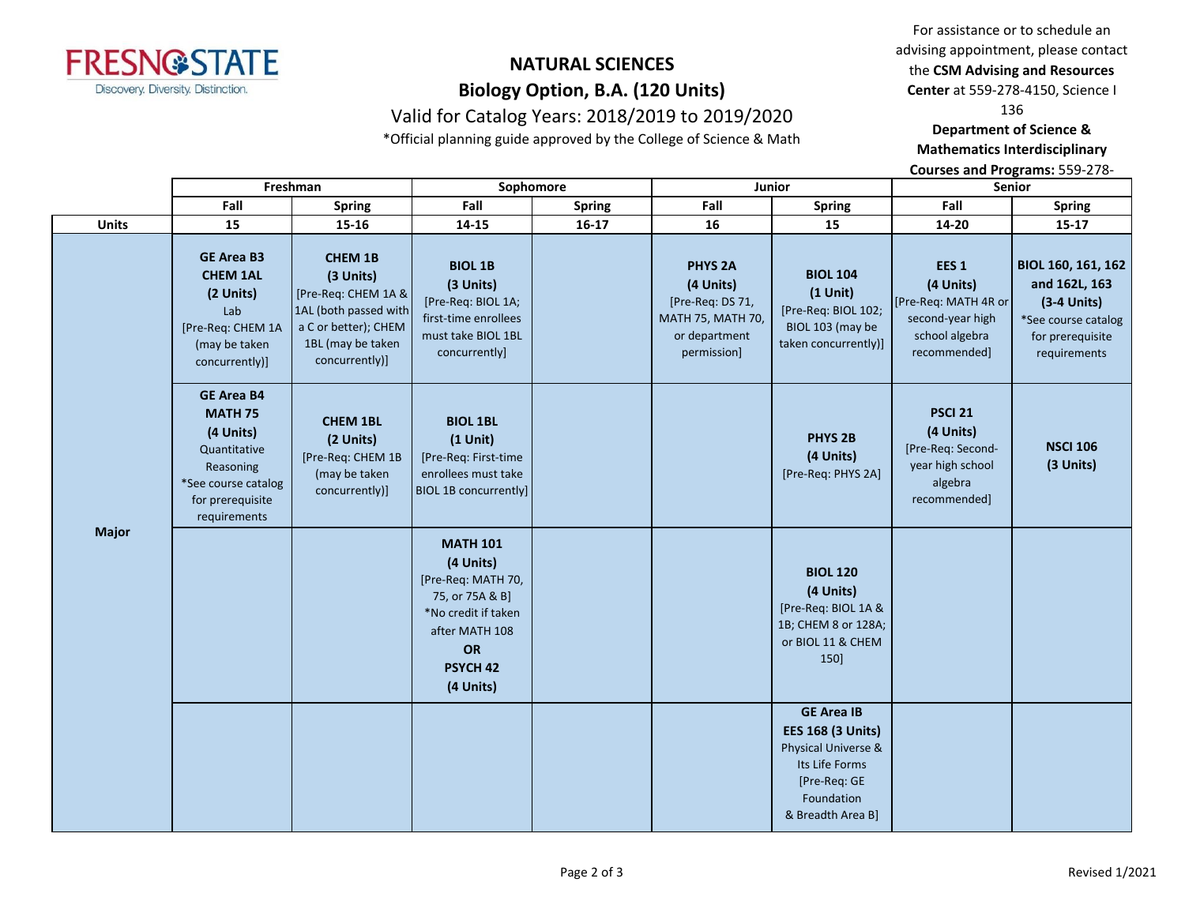# NATURAL SCIENCES

## Biology Option, B.A. (120 Units)

Valid for Catalog Years: 2018/2019 to 2019/2020

*Official planning guide approved by the College of Science & Math

For assistance or to schedule an advising appointment, please contact the **CSM Advising and Resources Center** at 559-278-4150, Science I 136

**Department of Science & Mathematics Interdisciplinary Courses and Programs:** 559-278-

| | Freshman | | Sophomore | | Junior | | Senior | |
|---|---|---|---|---|---|---|---|---|
| | Fall | Spring | Fall | Spring | Fall | Spring | Fall | Spring |
| **Units** | 15 | 15-16 | 14-15 | 16-17 | 16 | 15 | 14-20 | 15-17 |
| **Major** | **GE Area B3 CHEM 1AL (2 Units)** Lab [Pre-Req: CHEM 1A (may be taken concurrently)] | **CHEM 1B (3 Units)** [Pre-Req: CHEM 1A & 1AL (both passed with a C or better); CHEM 1BL (may be taken concurrently)] | **BIOL 1B (3 Units)** [Pre-Req: BIOL 1A; first-time enrollees must take BIOL 1BL concurrently] | | **PHYS 2A (4 Units)** [Pre-Req: DS 71, MATH 75, MATH 70, or department permission] | **BIOL 104 (1 Unit)** [Pre-Req: BIOL 102; BIOL 103 (may be taken concurrently)] | **EES 1 (4 Units)** [Pre-Req: MATH 4R or second-year high school algebra recommended] | **BIOL 160, 161, 162 and 162L, 163 (3-4 Units)** *See course catalog for prerequisite requirements |
| | **GE Area B4 MATH 75 (4 Units)** Quantitative Reasoning *See course catalog for prerequisite requirements | **CHEM 1BL (2 Units)** [Pre-Req: CHEM 1B (may be taken concurrently)] | **BIOL 1BL (1 Unit)** [Pre-Req: First-time enrollees must take BIOL 1B concurrently] | | | **PHYS 2B (4 Units)** [Pre-Req: PHYS 2A] | **PSCI 21 (4 Units)** [Pre-Req: Second-year high school algebra recommended] | **NSCI 106 (3 Units)** |
| | | | **MATH 101 (4 Units)** [Pre-Req: MATH 70, 75, or 75A & B] *No credit if taken after MATH 108 **OR** **PSYCH 42 (4 Units)** | | | **BIOL 120 (4 Units)** [Pre-Req: BIOL 1A & 1B; CHEM 8 or 128A; or BIOL 11 & CHEM 150] | | |
| | | | | | | **GE Area IB EES 168 (3 Units)** Physical Universe & Its Life Forms [Pre-Req: GE Foundation & Breadth Area B] | | |

Revised 1/2021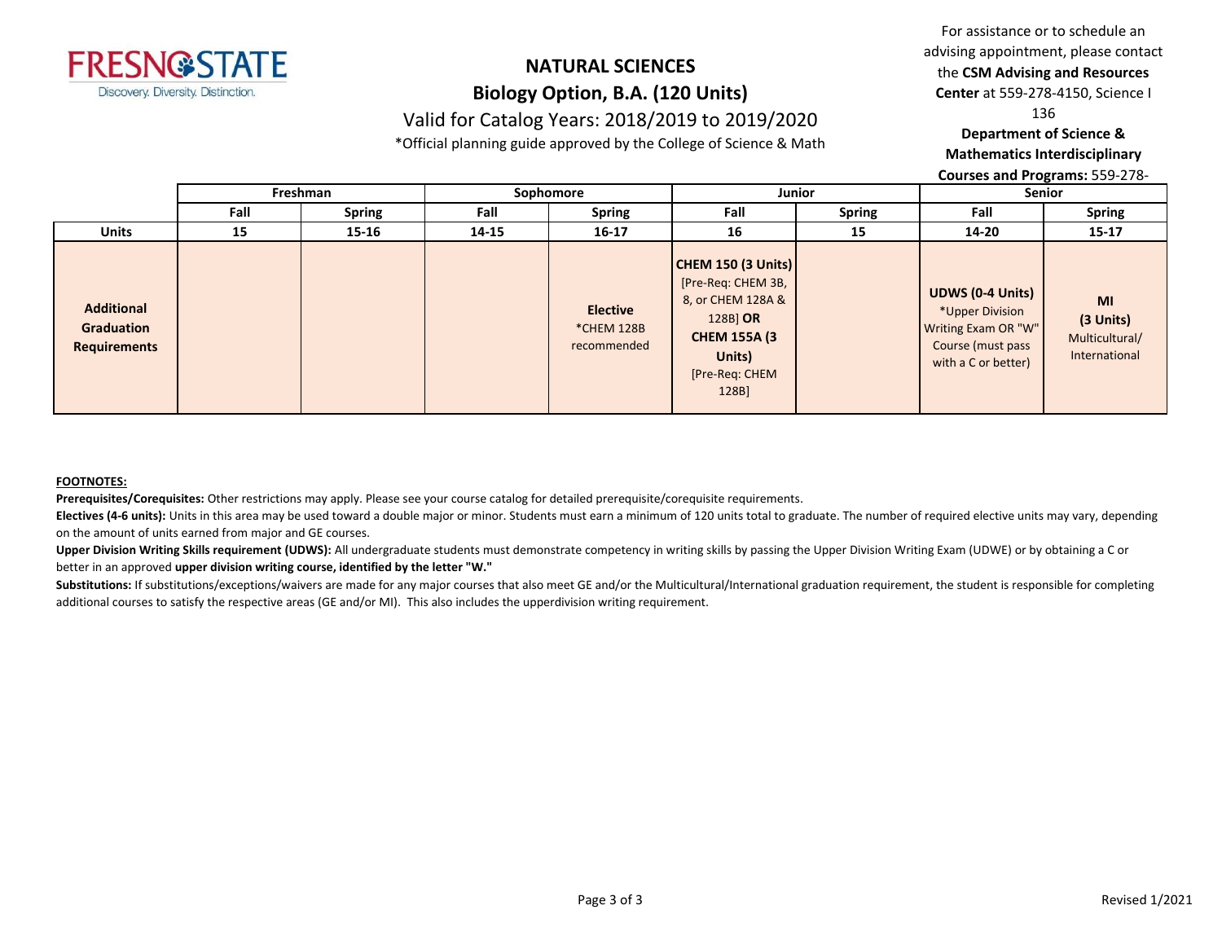# NATURAL SCIENCES

## Biology Option, B.A. (120 Units)

Valid for Catalog Years: 2018/2019 to 2019/2020

*Official planning guide approved by the College of Science & Math

For assistance or to schedule an advising appointment, please contact the **CSM Advising and Resources Center** at 559-278-4150, Science I 136

**Department of Science & Mathematics Interdisciplinary Courses and Programs:** 559-278-

| | Freshman | | Sophomore | | Junior | | Senior | |
|---|---|---|---|---|---|---|---|---|
| | Fall | Spring | Fall | Spring | Fall | Spring | Fall | Spring |
| **Units** | 15 | 15-16 | 14-15 | 16-17 | 16 | 15 | 14-20 | 15-17 |
| **Additional Graduation Requirements** | | | | **Elective** *CHEM 128B recommended | **CHEM 150 (3 Units)** [Pre-Req: CHEM 3B, 8, or CHEM 128A & 128B] **OR** **CHEM 155A (3 Units)** [Pre-Req: CHEM 128B] | | **UDWS (0-4 Units)** *Upper Division Writing Exam OR "W" Course (must pass with a C or better) | **MI (3 Units)** Multicultural/ International |

**FOOTNOTES:**

**Prerequisites/Corequisites:** Other restrictions may apply. Please see your course catalog for detailed prerequisite/corequisite requirements.

**Electives (4-6 units):** Units in this area may be used toward a double major or minor. Students must earn a minimum of 120 units total to graduate. The number of required elective units may vary, depending on the amount of units earned from major and GE courses.

**Upper Division Writing Skills requirement (UDWS):** All undergraduate students must demonstrate competency in writing skills by passing the Upper Division Writing Exam (UDWE) or by obtaining a C or better in an approved **upper division writing course, identified by the letter "W."**

**Substitutions:** If substitutions/exceptions/waivers are made for any major courses that also meet GE and/or the Multicultural/International graduation requirement, the student is responsible for completing additional courses to satisfy the respective areas (GE and/or MI). This also includes the upperdivision writing requirement.

Revised 1/2021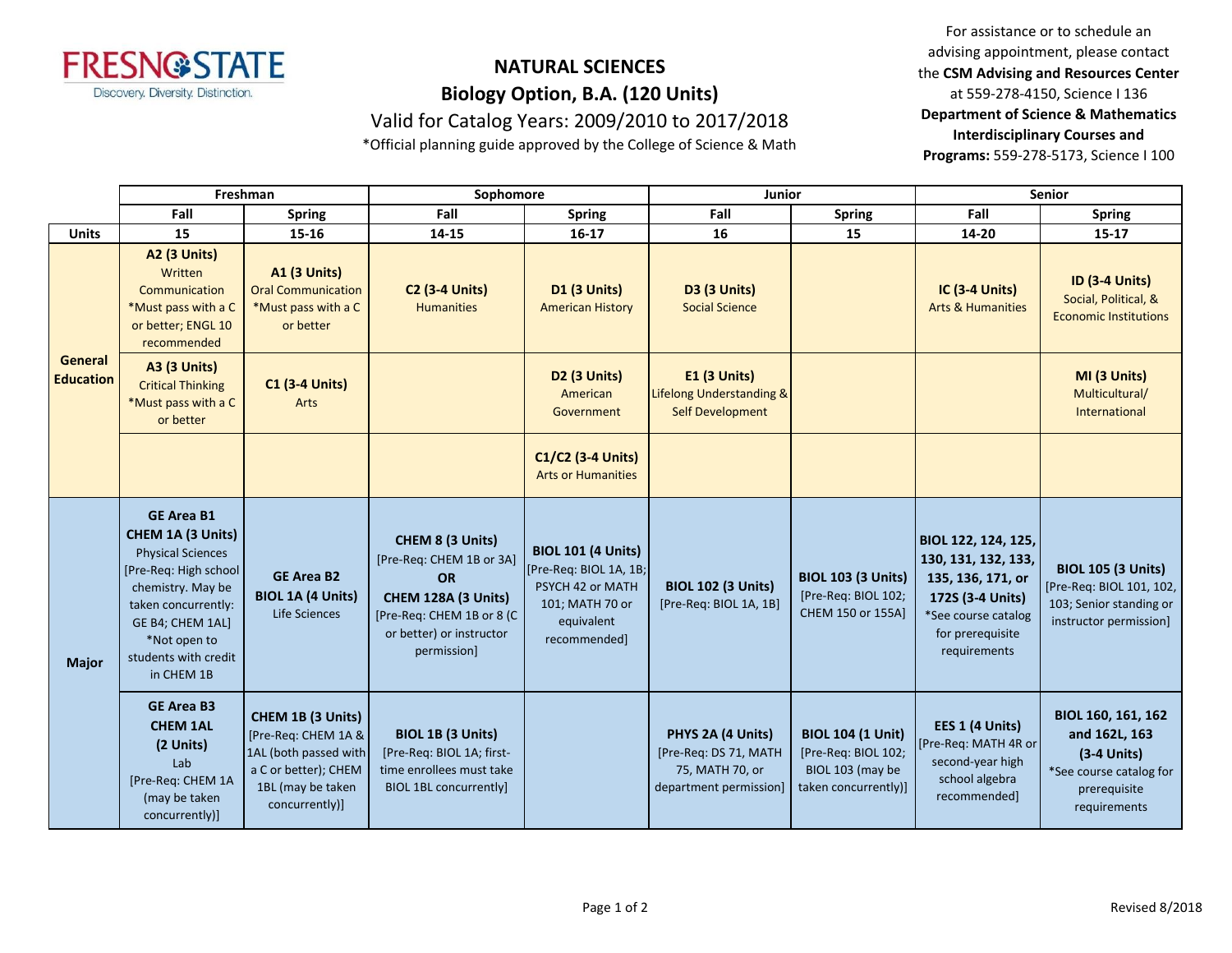# NATURAL SCIENCES

## Biology Option, B.A. (120 Units)

Valid for Catalog Years: 2009/2010 to 2017/2018

*Official planning guide approved by the College of Science & Math

For assistance or to schedule an advising appointment, please contact the **CSM Advising and Resources Center** at 559-278-4150, Science I 136

**Department of Science & Mathematics Interdisciplinary Courses and Programs:** 559-278-5173, Science I 100

| | Freshman | | Sophomore | | Junior | | Senior | |
|---|---|---|---|---|---|---|---|---|
| | Fall | Spring | Fall | Spring | Fall | Spring | Fall | Spring |
| **Units** | 15 | 15-16 | 14-15 | 16-17 | 16 | 15 | 14-20 | 15-17 |
| **General Education** | **A2 (3 Units)** Written Communication *Must pass with a C or better; ENGL 10 recommended | **A1 (3 Units)** Oral Communication *Must pass with a C or better | **C2 (3-4 Units)** Humanities | **D1 (3 Units)** American History | **D3 (3 Units)** Social Science | | **IC (3-4 Units)** Arts & Humanities | **ID (3-4 Units)** Social, Political, & Economic Institutions |
| | **A3 (3 Units)** Critical Thinking *Must pass with a C or better | **C1 (3-4 Units)** Arts | | **D2 (3 Units)** American Government | **E1 (3 Units)** Lifelong Understanding & Self Development | | | **MI (3 Units)** Multicultural/ International |
| | | | | **C1/C2 (3-4 Units)** Arts or Humanities | | | | |
| **Major** | **GE Area B1 CHEM 1A (3 Units)** Physical Sciences [Pre-Req: High school chemistry. May be taken concurrently: GE B4; CHEM 1AL] *Not open to students with credit in CHEM 1B | **GE Area B2 BIOL 1A (4 Units)** Life Sciences | **CHEM 8 (3 Units)** [Pre-Req: CHEM 1B or 3A] **OR** **CHEM 128A (3 Units)** [Pre-Req: CHEM 1B or 8 (C or better) or instructor permission] | **BIOL 101 (4 Units)** [Pre-Req: BIOL 1A, 1B; PSYCH 42 or MATH 101; MATH 70 or equivalent recommended] | **BIOL 102 (3 Units)** [Pre-Req: BIOL 1A, 1B] | **BIOL 103 (3 Units)** [Pre-Req: BIOL 102; CHEM 150 or 155A] | **BIOL 122, 124, 125, 130, 131, 132, 133, 135, 136, 171, or 172S (3-4 Units)** *See course catalog for prerequisite requirements | **BIOL 105 (3 Units)** [Pre-Req: BIOL 101, 102, 103; Senior standing or instructor permission] |
| | **GE Area B3 CHEM 1AL (2 Units)** Lab [Pre-Req: CHEM 1A (may be taken concurrently)] | **CHEM 1B (3 Units)** [Pre-Req: CHEM 1A & 1AL (both passed with a C or better); CHEM 1BL (may be taken concurrently)] | **BIOL 1B (3 Units)** [Pre-Req: BIOL 1A; first-time enrollees must take BIOL 1BL concurrently] | | **PHYS 2A (4 Units)** [Pre-Req: DS 71, MATH 75, MATH 70, or department permission] | **BIOL 104 (1 Unit)** [Pre-Req: BIOL 102; BIOL 103 (may be taken concurrently)] | **EES 1 (4 Units)** [Pre-Req: MATH 4R or second-year high school algebra recommended] | **BIOL 160, 161, 162 and 162L, 163 (3-4 Units)** *See course catalog for prerequisite requirements |

Revised 8/2018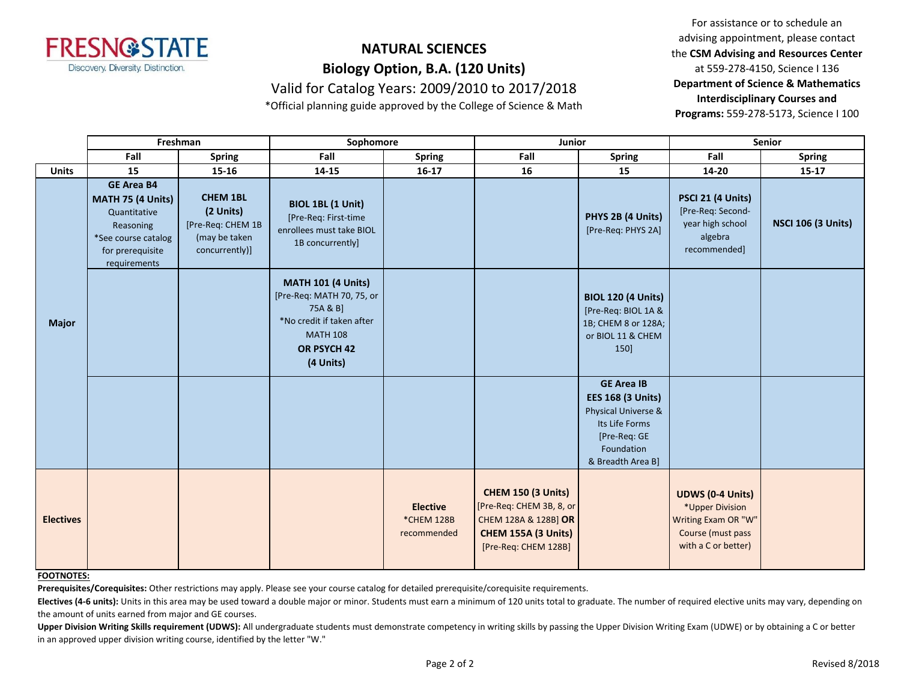# NATURAL SCIENCES

## Biology Option, B.A. (120 Units)

Valid for Catalog Years: 2009/2010 to 2017/2018

*Official planning guide approved by the College of Science & Math

For assistance or to schedule an advising appointment, please contact the **CSM Advising and Resources Center** at 559-278-4150, Science I 136

**Department of Science & Mathematics Interdisciplinary Courses and Programs:** 559-278-5173, Science I 100

| | Freshman | | Sophomore | | Junior | | Senior | |
|---|---|---|---|---|---|---|---|---|
| | Fall | Spring | Fall | Spring | Fall | Spring | Fall | Spring |
| **Units** | 15 | 15-16 | 14-15 | 16-17 | 16 | 15 | 14-20 | 15-17 |
| **Major** | **GE Area B4 MATH 75 (4 Units)** Quantitative Reasoning *See course catalog for prerequisite requirements | **CHEM 1BL (2 Units)** [Pre-Req: CHEM 1B (may be taken concurrently)] | **BIOL 1BL (1 Unit)** [Pre-Req: First-time enrollees must take BIOL 1B concurrently] | | | **PHYS 2B (4 Units)** [Pre-Req: PHYS 2A] | **PSCI 21 (4 Units)** [Pre-Req: Second-year high school algebra recommended] | **NSCI 106 (3 Units)** |
| **Major** | | | **MATH 101 (4 Units)** [Pre-Req: MATH 70, 75, or 75A & B] *No credit if taken after MATH 108 **OR PSYCH 42 (4 Units)** | | | **BIOL 120 (4 Units)** [Pre-Req: BIOL 1A & 1B; CHEM 8 or 128A; or BIOL 11 & CHEM 150] | | |
| **Major** | | | | | | **GE Area IB EES 168 (3 Units)** Physical Universe & Its Life Forms [Pre-Req: GE Foundation & Breadth Area B] | | |
| **Electives** | | | | **Elective** *CHEM 128B recommended | **CHEM 150 (3 Units)** [Pre-Req: CHEM 3B, 8, or CHEM 128A & 128B] **OR CHEM 155A (3 Units)** [Pre-Req: CHEM 128B] | | **UDWS (0-4 Units)** *Upper Division Writing Exam OR "W" Course (must pass with a C or better) | |

**FOOTNOTES:**

**Prerequisites/Corequisites:** Other restrictions may apply. Please see your course catalog for detailed prerequisite/corequisite requirements.

**Electives (4-6 units):** Units in this area may be used toward a double major or minor. Students must earn a minimum of 120 units total to graduate. The number of required elective units may vary, depending on the amount of units earned from major and GE courses.

**Upper Division Writing Skills requirement (UDWS):** All undergraduate students must demonstrate competency in writing skills by passing the Upper Division Writing Exam (UDWE) or by obtaining a C or better in an approved upper division writing course, identified by the letter "W."

Revised 8/2018